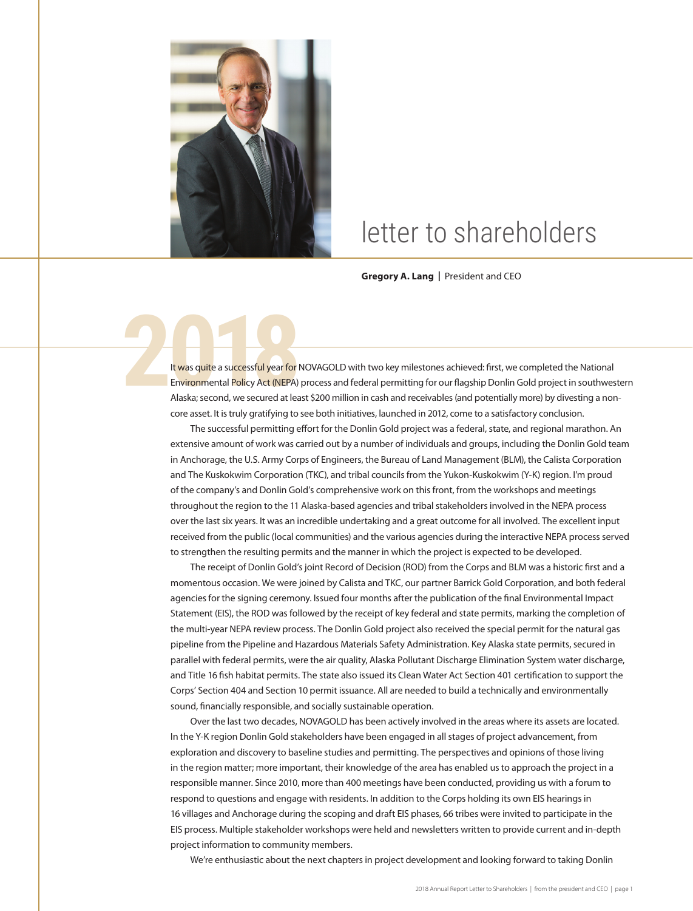# letter to shareholders

**Gregory A. Lang** | President and CEO

2018

It was quite a successful year for NOVAGOLD with two key milestones achieved: first, we completed the National Environmental Policy Act (NEPA) process and federal permitting for our flagship Donlin Gold project in southwestern Alaska; second, we secured at least $200 million in cash and receivables (and potentially more) by divesting a non-core asset. It is truly gratifying to see both initiatives, launched in 2012, come to a satisfactory conclusion.

The successful permitting effort for the Donlin Gold project was a federal, state, and regional marathon. An extensive amount of work was carried out by a number of individuals and groups, including the Donlin Gold team in Anchorage, the U.S. Army Corps of Engineers, the Bureau of Land Management (BLM), the Calista Corporation and The Kuskokwim Corporation (TKC), and tribal councils from the Yukon-Kuskokwim (Y-K) region. I'm proud of the company's and Donlin Gold's comprehensive work on this front, from the workshops and meetings throughout the region to the 11 Alaska-based agencies and tribal stakeholders involved in the NEPA process over the last six years. It was an incredible undertaking and a great outcome for all involved. The excellent input received from the public (local communities) and the various agencies during the interactive NEPA process served to strengthen the resulting permits and the manner in which the project is expected to be developed.

The receipt of Donlin Gold's joint Record of Decision (ROD) from the Corps and BLM was a historic first and a momentous occasion. We were joined by Calista and TKC, our partner Barrick Gold Corporation, and both federal agencies for the signing ceremony. Issued four months after the publication of the final Environmental Impact Statement (EIS), the ROD was followed by the receipt of key federal and state permits, marking the completion of the multi-year NEPA review process. The Donlin Gold project also received the special permit for the natural gas pipeline from the Pipeline and Hazardous Materials Safety Administration. Key Alaska state permits, secured in parallel with federal permits, were the air quality, Alaska Pollutant Discharge Elimination System water discharge, and Title 16 fish habitat permits. The state also issued its Clean Water Act Section 401 certification to support the Corps' Section 404 and Section 10 permit issuance. All are needed to build a technically and environmentally sound, financially responsible, and socially sustainable operation.

Over the last two decades, NOVAGOLD has been actively involved in the areas where its assets are located. In the Y-K region Donlin Gold stakeholders have been engaged in all stages of project advancement, from exploration and discovery to baseline studies and permitting. The perspectives and opinions of those living in the region matter; more important, their knowledge of the area has enabled us to approach the project in a responsible manner. Since 2010, more than 400 meetings have been conducted, providing us with a forum to respond to questions and engage with residents. In addition to the Corps holding its own EIS hearings in 16 villages and Anchorage during the scoping and draft EIS phases, 66 tribes were invited to participate in the EIS process. Multiple stakeholder workshops were held and newsletters written to provide current and in-depth project information to community members.

We're enthusiastic about the next chapters in project development and looking forward to taking Donlin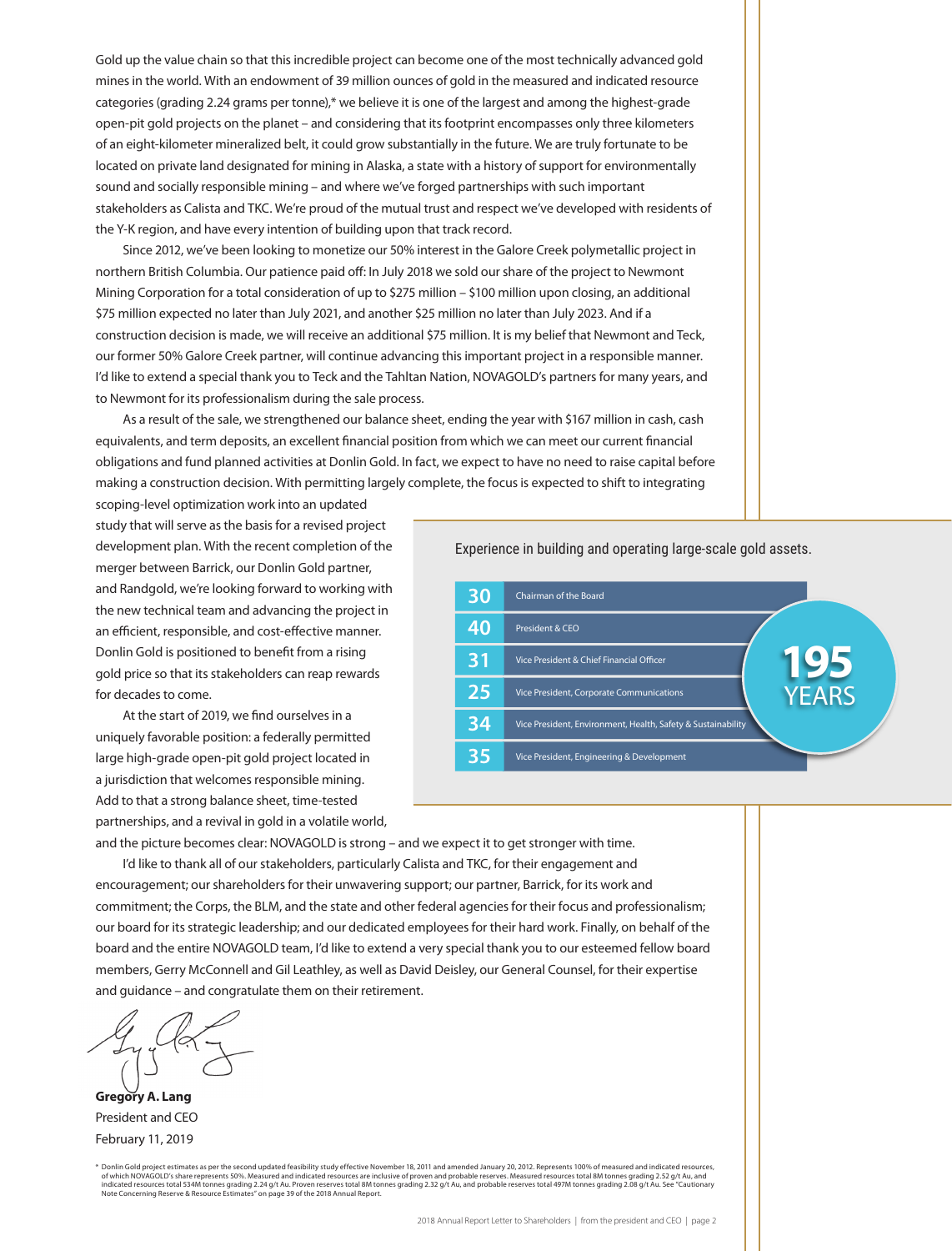Gold up the value chain so that this incredible project can become one of the most technically advanced gold mines in the world. With an endowment of 39 million ounces of gold in the measured and indicated resource categories (grading 2.24 grams per tonne),* we believe it is one of the largest and among the highest-grade open-pit gold projects on the planet – and considering that its footprint encompasses only three kilometers of an eight-kilometer mineralized belt, it could grow substantially in the future. We are truly fortunate to be located on private land designated for mining in Alaska, a state with a history of support for environmentally sound and socially responsible mining – and where we've forged partnerships with such important stakeholders as Calista and TKC. We're proud of the mutual trust and respect we've developed with residents of the Y-K region, and have every intention of building upon that track record.

Since 2012, we've been looking to monetize our 50% interest in the Galore Creek polymetallic project in northern British Columbia. Our patience paid off: In July 2018 we sold our share of the project to Newmont Mining Corporation for a total consideration of up to $275 million – $100 million upon closing, an additional $75 million expected no later than July 2021, and another $25 million no later than July 2023. And if a construction decision is made, we will receive an additional $75 million. It is my belief that Newmont and Teck, our former 50% Galore Creek partner, will continue advancing this important project in a responsible manner. I'd like to extend a special thank you to Teck and the Tahltan Nation, NOVAGOLD's partners for many years, and to Newmont for its professionalism during the sale process.

As a result of the sale, we strengthened our balance sheet, ending the year with $167 million in cash, cash equivalents, and term deposits, an excellent financial position from which we can meet our current financial obligations and fund planned activities at Donlin Gold. In fact, we expect to have no need to raise capital before making a construction decision. With permitting largely complete, the focus is expected to shift to integrating scoping-level optimization work into an updated study that will serve as the basis for a revised project development plan. With the recent completion of the merger between Barrick, our Donlin Gold partner, and Randgold, we're looking forward to working with the new technical team and advancing the project in an efficient, responsible, and cost-effective manner. Donlin Gold is positioned to benefit from a rising gold price so that its stakeholders can reap rewards for decades to come.

At the start of 2019, we find ourselves in a uniquely favorable position: a federally permitted large high-grade open-pit gold project located in a jurisdiction that welcomes responsible mining. Add to that a strong balance sheet, time-tested partnerships, and a revival in gold in a volatile world, and the picture becomes clear: NOVAGOLD is strong – and we expect it to get stronger with time.

Experience in building and operating large-scale gold assets.

| | |
|---|---|
| 30 | Chairman of the Board |
| 40 | President & CEO |
| 31 | Vice President & Chief Financial Officer |
| 25 | Vice President, Corporate Communications |
| 34 | Vice President, Environment, Health, Safety & Sustainability |
| 35 | Vice President, Engineering & Development |

195 YEARS

I'd like to thank all of our stakeholders, particularly Calista and TKC, for their engagement and encouragement; our shareholders for their unwavering support; our partner, Barrick, for its work and commitment; the Corps, the BLM, and the state and other federal agencies for their focus and professionalism; our board for its strategic leadership; and our dedicated employees for their hard work. Finally, on behalf of the board and the entire NOVAGOLD team, I'd like to extend a very special thank you to our esteemed fellow board members, Gerry McConnell and Gil Leathley, as well as David Deisley, our General Counsel, for their expertise and guidance – and congratulate them on their retirement.

**Gregory A. Lang**
President and CEO
February 11, 2019

* Donlin Gold project estimates as per the second updated feasibility study effective November 18, 2011 and amended January 20, 2012. Represents 100% of measured and indicated resources, of which NOVAGOLD's share represents 50%. Measured and indicated resources are inclusive of proven and probable reserves. Measured resources total 8M tonnes grading 2.52 g/t Au, and indicated resources total 534M tonnes grading 2.24 g/t Au. Proven reserves total 8M tonnes grading 2.32 g/t Au, and probable reserves total 497M tonnes grading 2.08 g/t Au. See "Cautionary Note Concerning Reserve & Resource Estimates" on page 39 of the 2018 Annual Report.